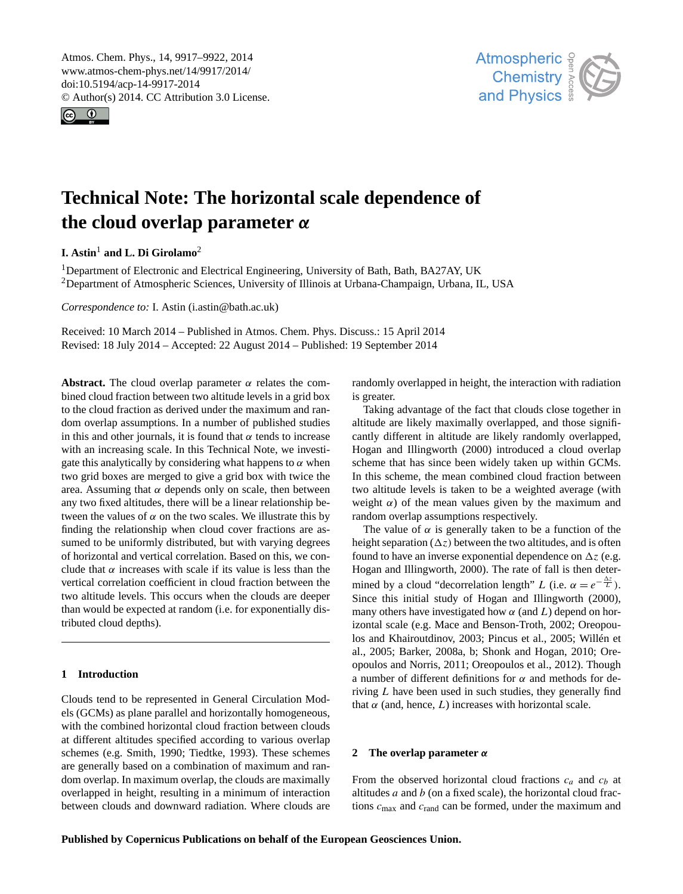# Technical Note: The horizontal scale dependence of the cloud overlap parameter $\alpha$

**I. Astin**[1] **and L. Di Girolamo**[2]

[1]Department of Electronic and Electrical Engineering, University of Bath, Bath, BA27AY, UK
[2]Department of Atmospheric Sciences, University of Illinois at Urbana-Champaign, Urbana, IL, USA

*Correspondence to:* I. Astin (i.astin@bath.ac.uk)

Received: 10 March 2014 – Published in Atmos. Chem. Phys. Discuss.: 15 April 2014
Revised: 18 July 2014 – Accepted: 22 August 2014 – Published: 19 September 2014

**Abstract.** The cloud overlap parameter $\alpha$ relates the combined cloud fraction between two altitude levels in a grid box to the cloud fraction as derived under the maximum and random overlap assumptions. In a number of published studies in this and other journals, it is found that $\alpha$ tends to increase with an increasing scale. In this Technical Note, we investigate this analytically by considering what happens to $\alpha$ when two grid boxes are merged to give a grid box with twice the area. Assuming that $\alpha$ depends only on scale, then between any two fixed altitudes, there will be a linear relationship between the values of $\alpha$ on the two scales. We illustrate this by finding the relationship when cloud cover fractions are assumed to be uniformly distributed, but with varying degrees of horizontal and vertical correlation. Based on this, we conclude that $\alpha$ increases with scale if its value is less than the vertical correlation coefficient in cloud fraction between the two altitude levels. This occurs when the clouds are deeper than would be expected at random (i.e. for exponentially distributed cloud depths).

## 1 Introduction

Clouds tend to be represented in General Circulation Models (GCMs) as plane parallel and horizontally homogeneous, with the combined horizontal cloud fraction between clouds at different altitudes specified according to various overlap schemes (e.g. Smith, 1990; Tiedtke, 1993). These schemes are generally based on a combination of maximum and random overlap. In maximum overlap, the clouds are maximally overlapped in height, resulting in a minimum of interaction between clouds and downward radiation. Where clouds are randomly overlapped in height, the interaction with radiation is greater.

Taking advantage of the fact that clouds close together in altitude are likely maximally overlapped, and those significantly different in altitude are likely randomly overlapped, Hogan and Illingworth (2000) introduced a cloud overlap scheme that has since been widely taken up within GCMs. In this scheme, the mean combined cloud fraction between two altitude levels is taken to be a weighted average (with weight $\alpha$) of the mean values given by the maximum and random overlap assumptions respectively.

The value of $\alpha$ is generally taken to be a function of the height separation ($\Delta z$) between the two altitudes, and is often found to have an inverse exponential dependence on $\Delta z$ (e.g. Hogan and Illingworth, 2000). The rate of fall is then determined by a cloud "decorrelation length" $L$ (i.e. $\alpha = e^{-\frac{\Delta z}{L}}$). Since this initial study of Hogan and Illingworth (2000), many others have investigated how $\alpha$ (and $L$) depend on horizontal scale (e.g. Mace and Benson-Troth, 2002; Oreopoulos and Khairoutdinov, 2003; Pincus et al., 2005; Willén et al., 2005; Barker, 2008a, b; Shonk and Hogan, 2010; Oreopoulos and Norris, 2011; Oreopoulos et al., 2012). Though a number of different definitions for $\alpha$ and methods for deriving $L$ have been used in such studies, they generally find that $\alpha$ (and, hence, $L$) increases with horizontal scale.

## 2 The overlap parameter $\alpha$

From the observed horizontal cloud fractions $c_a$ and $c_b$ at altitudes $a$ and $b$ (on a fixed scale), the horizontal cloud fractions $c_{\max}$ and $c_{\text{rand}}$ can be formed, under the maximum and

Published by Copernicus Publications on behalf of the European Geosciences Union.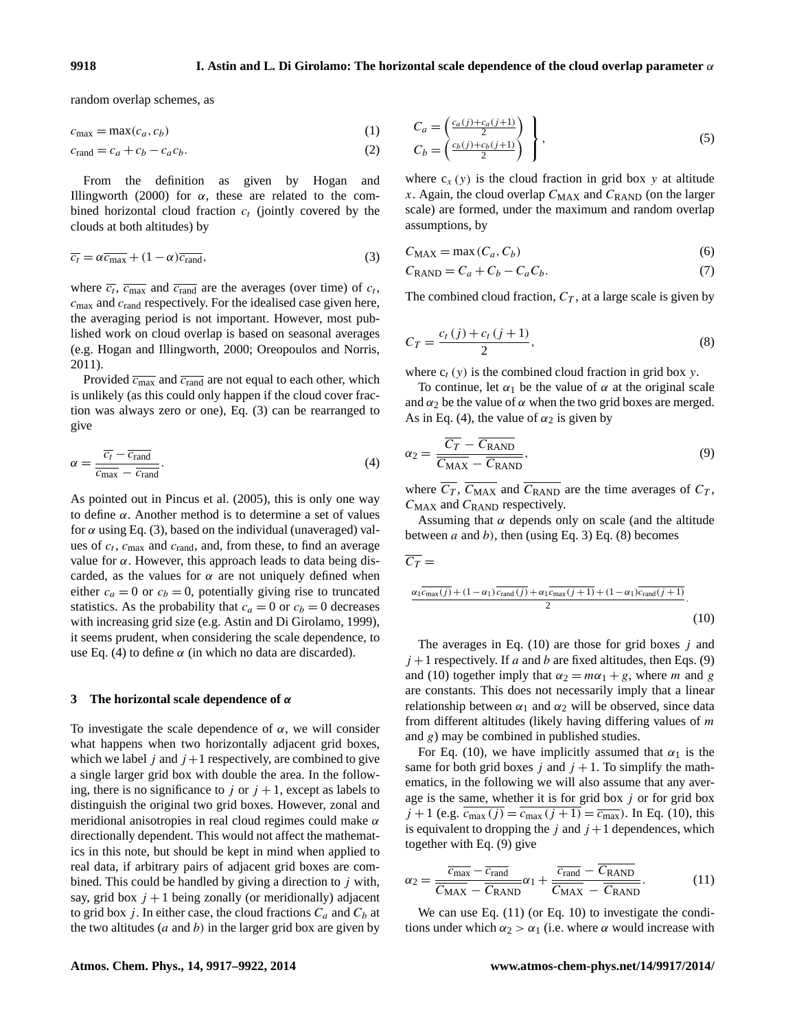random overlap schemes, as

$$c_{\text{max}} = \max(c_a, c_b) \tag{1}$$

$$c_{\text{rand}} = c_a + c_b - c_a c_b. \tag{2}$$

From the definition as given by Hogan and Illingworth (2000) for $\alpha$, these are related to the combined horizontal cloud fraction $c_t$ (jointly covered by the clouds at both altitudes) by

$$\overline{c_t} = \alpha \overline{c_{\text{max}}} + (1 - \alpha) \overline{c_{\text{rand}}}, \tag{3}$$

where $\overline{c_t}$, $\overline{c_{\text{max}}}$ and $\overline{c_{\text{rand}}}$ are the averages (over time) of $c_t$, $c_{\text{max}}$ and $c_{\text{rand}}$ respectively. For the idealised case given here, the averaging period is not important. However, most published work on cloud overlap is based on seasonal averages (e.g. Hogan and Illingworth, 2000; Oreopoulos and Norris, 2011).

Provided $\overline{c_{\text{max}}}$ and $\overline{c_{\text{rand}}}$ are not equal to each other, which is unlikely (as this could only happen if the cloud cover fraction was always zero or one), Eq. (3) can be rearranged to give

$$\alpha = \frac{\overline{c_t} - \overline{c_{\text{rand}}}}{\overline{c_{\text{max}}} - \overline{c_{\text{rand}}}}. \tag{4}$$

As pointed out in Pincus et al. (2005), this is only one way to define $\alpha$. Another method is to determine a set of values for $\alpha$ using Eq. (3), based on the individual (unaveraged) values of $c_t$, $c_{\text{max}}$ and $c_{\text{rand}}$, and, from these, to find an average value for $\alpha$. However, this approach leads to data being discarded, as the values for $\alpha$ are not uniquely defined when either $c_a = 0$ or $c_b = 0$, potentially giving rise to truncated statistics. As the probability that $c_a = 0$ or $c_b = 0$ decreases with increasing grid size (e.g. Astin and Di Girolamo, 1999), it seems prudent, when considering the scale dependence, to use Eq. (4) to define $\alpha$ (in which no data are discarded).

## 3 The horizontal scale dependence of $\alpha$

To investigate the scale dependence of $\alpha$, we will consider what happens when two horizontally adjacent grid boxes, which we label $j$ and $j+1$ respectively, are combined to give a single larger grid box with double the area. In the following, there is no significance to $j$ or $j+1$, except as labels to distinguish the original two grid boxes. However, zonal and meridional anisotropies in real cloud regimes could make $\alpha$ directionally dependent. This would not affect the mathematics in this note, but should be kept in mind when applied to real data, if arbitrary pairs of adjacent grid boxes are combined. This could be handled by giving a direction to $j$ with, say, grid box $j+1$ being zonally (or meridionally) adjacent to grid box $j$. In either case, the cloud fractions $C_a$ and $C_b$ at the two altitudes ($a$ and $b$) in the larger grid box are given by

$$\left. \begin{array}{l} C_a = \left( \frac{c_a(j) + c_a(j+1)}{2} \right) \\ C_b = \left( \frac{c_b(j) + c_b(j+1)}{2} \right) \end{array} \right\}, \tag{5}$$

where $c_x(y)$ is the cloud fraction in grid box $y$ at altitude $x$. Again, the cloud overlap $C_{\text{MAX}}$ and $C_{\text{RAND}}$ (on the larger scale) are formed, under the maximum and random overlap assumptions, by

$$C_{\text{MAX}} = \max(C_a, C_b) \tag{6}$$

$$C_{\text{RAND}} = C_a + C_b - C_a C_b. \tag{7}$$

The combined cloud fraction, $C_T$, at a large scale is given by

$$C_T = \frac{c_t(j) + c_t(j+1)}{2}, \tag{8}$$

where $c_t(y)$ is the combined cloud fraction in grid box $y$.

To continue, let $\alpha_1$ be the value of $\alpha$ at the original scale and $\alpha_2$ be the value of $\alpha$ when the two grid boxes are merged. As in Eq. (4), the value of $\alpha_2$ is given by

$$\alpha_2 = \frac{\overline{C_T} - \overline{C_{\text{RAND}}}}{\overline{C_{\text{MAX}}} - \overline{C_{\text{RAND}}}}, \tag{9}$$

where $\overline{C_T}$, $\overline{C_{\text{MAX}}}$ and $\overline{C_{\text{RAND}}}$ are the time averages of $C_T$, $C_{\text{MAX}}$ and $C_{\text{RAND}}$ respectively.

Assuming that $\alpha$ depends only on scale (and the altitude between $a$ and $b$), then (using Eq. 3) Eq. (8) becomes

$$\overline{C_T} = \frac{\alpha_1 \overline{c_{\text{max}}(j)} + (1-\alpha_1)\overline{c_{\text{rand}}(j)} + \alpha_1 \overline{c_{\text{max}}(j+1)} + (1-\alpha_1)\overline{c_{\text{rand}}(j+1)}}{2}. \tag{10}$$

The averages in Eq. (10) are those for grid boxes $j$ and $j+1$ respectively. If $a$ and $b$ are fixed altitudes, then Eqs. (9) and (10) together imply that $\alpha_2 = m\alpha_1 + g$, where $m$ and $g$ are constants. This does not necessarily imply that a linear relationship between $\alpha_1$ and $\alpha_2$ will be observed, since data from different altitudes (likely having differing values of $m$ and $g$) may be combined in published studies.

For Eq. (10), we have implicitly assumed that $\alpha_1$ is the same for both grid boxes $j$ and $j+1$. To simplify the mathematics, in the following we will also assume that any average is the same, whether it is for grid box $j$ or for grid box $j+1$ (e.g. $\overline{c_{\text{max}}(j)} = \overline{c_{\text{max}}(j+1)} = \overline{c_{\text{max}}}$). In Eq. (10), this is equivalent to dropping the $j$ and $j+1$ dependences, which together with Eq. (9) give

$$\alpha_2 = \frac{\overline{c_{\text{max}}} - \overline{c_{\text{rand}}}}{\overline{C_{\text{MAX}}} - \overline{C_{\text{RAND}}}} \alpha_1 + \frac{\overline{c_{\text{rand}}} - \overline{C_{\text{RAND}}}}{\overline{C_{\text{MAX}}} - \overline{C_{\text{RAND}}}}. \tag{11}$$

We can use Eq. (11) (or Eq. 10) to investigate the conditions under which $\alpha_2 > \alpha_1$ (i.e. where $\alpha$ would increase with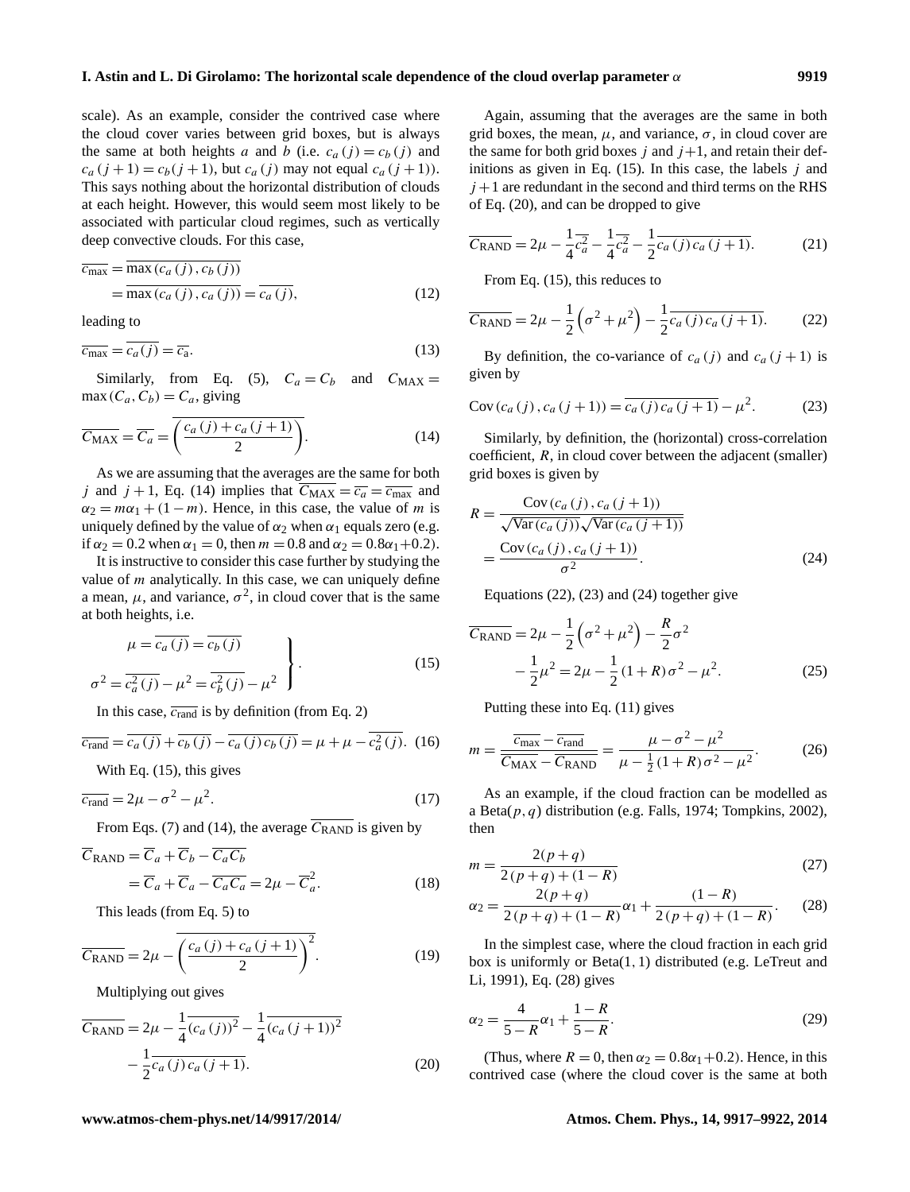scale). As an example, consider the contrived case where the cloud cover varies between grid boxes, but is always the same at both heights $a$ and $b$ (i.e. $c_a(j) = c_b(j)$ and $c_a(j+1) = c_b(j+1)$, but $c_a(j)$ may not equal $c_a(j+1)$). This says nothing about the horizontal distribution of clouds at each height. However, this would seem most likely to be associated with particular cloud regimes, such as vertically deep convective clouds. For this case,

$$
\begin{aligned}
\overline{c_{\max}} &= \overline{\max(c_a(j), c_b(j))} \\
&= \overline{\max(c_a(j), c_a(j))} = \overline{c_a(j)},
\end{aligned}
\tag{12}
$$

leading to

$$
\overline{c_{\max}} = \overline{c_a(j)} = \overline{c_\mathrm{a}}. \tag{13}
$$

Similarly, from Eq. (5), $C_a = C_b$ and $C_{\mathrm{MAX}} = \max(C_a, C_b) = C_a$, giving

$$
\overline{C_{\mathrm{MAX}}} = \overline{C_a} = \overline{\left(\frac{c_a(j) + c_a(j+1)}{2}\right)}. \tag{14}
$$

As we are assuming that the averages are the same for both $j$ and $j+1$, Eq. (14) implies that $\overline{C_{\mathrm{MAX}}} = \overline{c_a} = \overline{c_{\max}}$ and $\alpha_2 = m\alpha_1 + (1-m)$. Hence, in this case, the value of $m$ is uniquely defined by the value of $\alpha_2$ when $\alpha_1$ equals zero (e.g. if $\alpha_2 = 0.2$ when $\alpha_1 = 0$, then $m = 0.8$ and $\alpha_2 = 0.8\alpha_1 + 0.2$).

It is instructive to consider this case further by studying the value of $m$ analytically. In this case, we can uniquely define a mean, $\mu$, and variance, $\sigma^2$, in cloud cover that is the same at both heights, i.e.

$$
\left.
\begin{aligned}
\mu &= \overline{c_a(j)} = \overline{c_b(j)} \\
\sigma^2 &= \overline{c_a^2(j)} - \mu^2 = \overline{c_b^2(j)} - \mu^2
\end{aligned}
\right\}. \tag{15}
$$

In this case, $\overline{c_{\mathrm{rand}}}$ is by definition (from Eq. 2)

$$
\overline{c_{\mathrm{rand}}} = \overline{c_a(j)} + \overline{c_b(j)} - \overline{c_a(j)\,c_b(j)} = \mu + \mu - \overline{c_a^2(j)}. \tag{16}
$$

With Eq. (15), this gives

$$
\overline{c_{\mathrm{rand}}} = 2\mu - \sigma^2 - \mu^2. \tag{17}
$$

From Eqs. (7) and (14), the average $\overline{C_{\mathrm{RAND}}}$ is given by

$$
\begin{aligned}
\overline{C}_{\mathrm{RAND}} &= \overline{C}_a + \overline{C}_b - \overline{C_a C_b} \\
&= \overline{C}_a + \overline{C}_a - \overline{C_a C_a} = 2\mu - \overline{C}_a^2.
\end{aligned}
\tag{18}
$$

This leads (from Eq. 5) to

$$
\overline{C_{\mathrm{RAND}}} = 2\mu - \overline{\left(\frac{c_a(j) + c_a(j+1)}{2}\right)^2}. \tag{19}
$$

Multiplying out gives

$$
\begin{aligned}
\overline{C_{\mathrm{RAND}}} = 2\mu &- \frac{1}{4}\overline{(c_a(j))^2} - \frac{1}{4}\overline{(c_a(j+1))^2} \\
&- \frac{1}{2}\overline{c_a(j)\,c_a(j+1)}.
\end{aligned}
\tag{20}
$$

Again, assuming that the averages are the same in both grid boxes, the mean, $\mu$, and variance, $\sigma$, in cloud cover are the same for both grid boxes $j$ and $j+1$, and retain their definitions as given in Eq. (15). In this case, the labels $j$ and $j+1$ are redundant in the second and third terms on the RHS of Eq. (20), and can be dropped to give

$$
\overline{C_{\mathrm{RAND}}} = 2\mu - \frac{1}{4}\overline{c_a^2} - \frac{1}{4}\overline{c_a^2} - \frac{1}{2}\overline{c_a(j)\,c_a(j+1)}. \tag{21}
$$

From Eq. (15), this reduces to

$$
\overline{C_{\mathrm{RAND}}} = 2\mu - \frac{1}{2}\left(\sigma^2 + \mu^2\right) - \frac{1}{2}\overline{c_a(j)\,c_a(j+1)}. \tag{22}
$$

By definition, the co-variance of $c_a(j)$ and $c_a(j+1)$ is given by

$$
\mathrm{Cov}(c_a(j), c_a(j+1)) = \overline{c_a(j)\,c_a(j+1)} - \mu^2. \tag{23}
$$

Similarly, by definition, the (horizontal) cross-correlation coefficient, $R$, in cloud cover between the adjacent (smaller) grid boxes is given by

$$
\begin{aligned}
R &= \frac{\mathrm{Cov}(c_a(j), c_a(j+1))}{\sqrt{\mathrm{Var}(c_a(j))}\sqrt{\mathrm{Var}(c_a(j+1))}} \\
&= \frac{\mathrm{Cov}(c_a(j), c_a(j+1))}{\sigma^2}.
\end{aligned}
\tag{24}
$$

Equations (22), (23) and (24) together give

$$
\begin{aligned}
\overline{C_{\mathrm{RAND}}} &= 2\mu - \frac{1}{2}\left(\sigma^2 + \mu^2\right) - \frac{R}{2}\sigma^2 \\
&\quad - \frac{1}{2}\mu^2 = 2\mu - \frac{1}{2}(1+R)\sigma^2 - \mu^2.
\end{aligned}
\tag{25}
$$

Putting these into Eq. (11) gives

$$
m = \frac{\overline{c_{\max}} - \overline{c_{\mathrm{rand}}}}{\overline{C_{\mathrm{MAX}}} - \overline{C_{\mathrm{RAND}}}} = \frac{\mu - \sigma^2 - \mu^2}{\mu - \frac{1}{2}(1+R)\sigma^2 - \mu^2}. \tag{26}
$$

As an example, if the cloud fraction can be modelled as a Beta$(p,q)$ distribution (e.g. Falls, 1974; Tompkins, 2002), then

$$
m = \frac{2(p+q)}{2(p+q) + (1-R)} \tag{27}
$$

$$
\alpha_2 = \frac{2(p+q)}{2(p+q) + (1-R)}\alpha_1 + \frac{(1-R)}{2(p+q) + (1-R)}. \tag{28}
$$

In the simplest case, where the cloud fraction in each grid box is uniformly or Beta$(1,1)$ distributed (e.g. LeTreut and Li, 1991), Eq. (28) gives

$$
\alpha_2 = \frac{4}{5-R}\alpha_1 + \frac{1-R}{5-R}. \tag{29}
$$

(Thus, where $R = 0$, then $\alpha_2 = 0.8\alpha_1 + 0.2$). Hence, in this contrived case (where the cloud cover is the same at both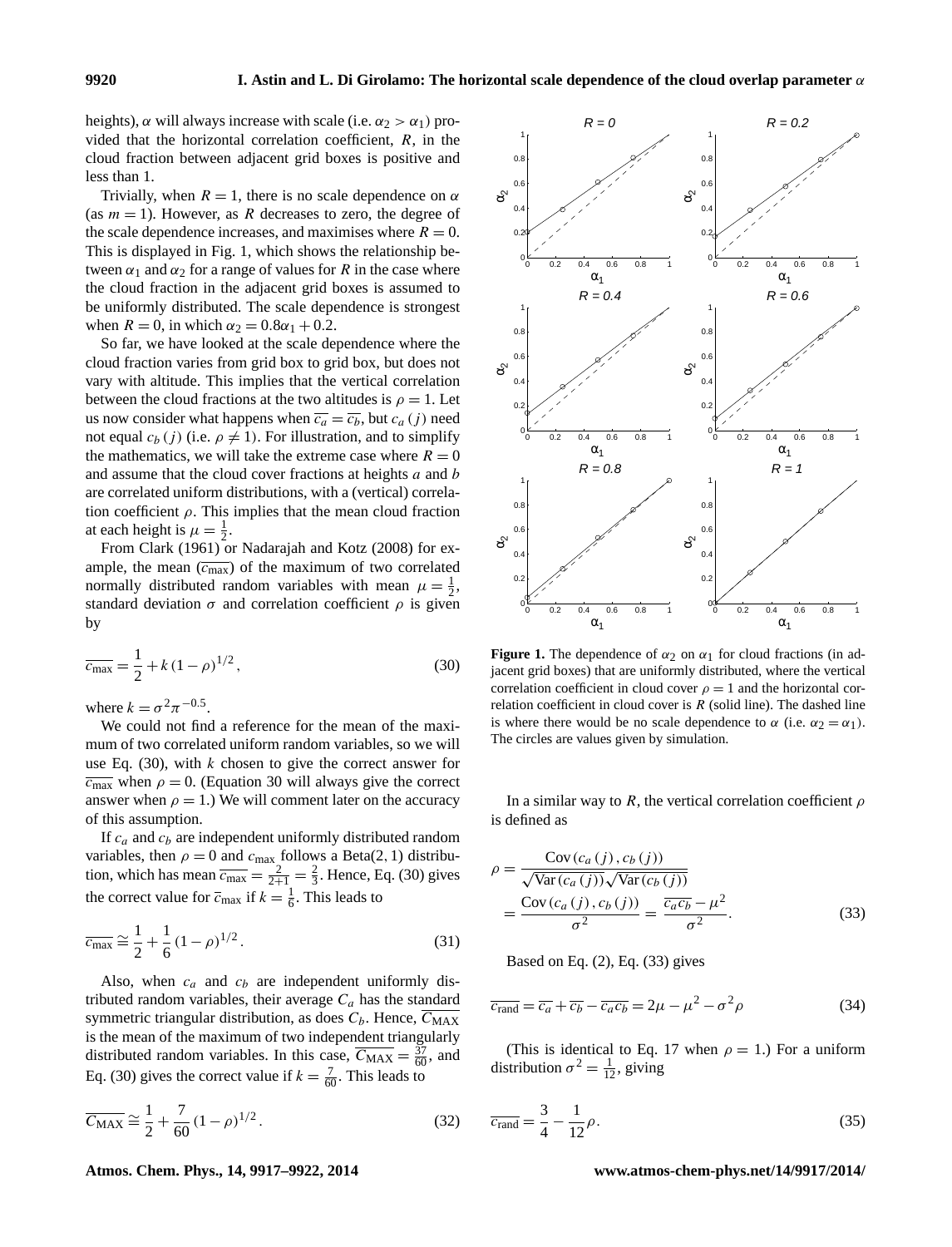heights), $\alpha$ will always increase with scale (i.e. $\alpha_2 > \alpha_1$) provided that the horizontal correlation coefficient, $R$, in the cloud fraction between adjacent grid boxes is positive and less than 1.

Trivially, when $R = 1$, there is no scale dependence on $\alpha$ (as $m = 1$). However, as $R$ decreases to zero, the degree of the scale dependence increases, and maximises where $R = 0$. This is displayed in Fig. 1, which shows the relationship between $\alpha_1$ and $\alpha_2$ for a range of values for $R$ in the case where the cloud fraction in the adjacent grid boxes is assumed to be uniformly distributed. The scale dependence is strongest when $R = 0$, in which $\alpha_2 = 0.8\alpha_1 + 0.2$.

So far, we have looked at the scale dependence where the cloud fraction varies from grid box to grid box, but does not vary with altitude. This implies that the vertical correlation between the cloud fractions at the two altitudes is $\rho = 1$. Let us now consider what happens when $\overline{c_a} = \overline{c_b}$, but $c_a(j)$ need not equal $c_b(j)$ (i.e. $\rho \neq 1$). For illustration, and to simplify the mathematics, we will take the extreme case where $R = 0$ and assume that the cloud cover fractions at heights $a$ and $b$ are correlated uniform distributions, with a (vertical) correlation coefficient $\rho$. This implies that the mean cloud fraction at each height is $\mu = \frac{1}{2}$.

From Clark (1961) or Nadarajah and Kotz (2008) for example, the mean ($\overline{c_{\max}}$) of the maximum of two correlated normally distributed random variables with mean $\mu = \frac{1}{2}$, standard deviation $\sigma$ and correlation coefficient $\rho$ is given by

$$\overline{c_{\max}} = \frac{1}{2} + k(1-\rho)^{1/2}, \tag{30}$$

where $k = \sigma^2 \pi^{-0.5}$.

We could not find a reference for the mean of the maximum of two correlated uniform random variables, so we will use Eq. (30), with $k$ chosen to give the correct answer for $\overline{c_{\max}}$ when $\rho = 0$. (Equation 30 will always give the correct answer when $\rho = 1$.) We will comment later on the accuracy of this assumption.

If $c_a$ and $c_b$ are independent uniformly distributed random variables, then $\rho = 0$ and $c_{\max}$ follows a Beta(2, 1) distribution, which has mean $\overline{c_{\max}} = \frac{2}{2+1} = \frac{2}{3}$. Hence, Eq. (30) gives the correct value for $\overline{c}_{\max}$ if $k = \frac{1}{6}$. This leads to

$$\overline{c_{\max}} \cong \frac{1}{2} + \frac{1}{6}(1-\rho)^{1/2}. \tag{31}$$

Also, when $c_a$ and $c_b$ are independent uniformly distributed random variables, their average $C_a$ has the standard symmetric triangular distribution, as does $C_b$. Hence, $\overline{C_{\mathrm{MAX}}}$ is the mean of the maximum of two independent triangularly distributed random variables. In this case, $\overline{C_{\mathrm{MAX}}} = \frac{37}{60}$, and Eq. (30) gives the correct value if $k = \frac{7}{60}$. This leads to

$$\overline{C_{\mathrm{MAX}}} \cong \frac{1}{2} + \frac{7}{60}(1-\rho)^{1/2}. \tag{32}$$

**Figure 1.** The dependence of $\alpha_2$ on $\alpha_1$ for cloud fractions (in adjacent grid boxes) that are uniformly distributed, where the vertical correlation coefficient in cloud cover $\rho = 1$ and the horizontal correlation coefficient in cloud cover is $R$ (solid line). The dashed line is where there would be no scale dependence to $\alpha$ (i.e. $\alpha_2 = \alpha_1$). The circles are values given by simulation.

In a similar way to $R$, the vertical correlation coefficient $\rho$ is defined as

$$\rho = \frac{\mathrm{Cov}(c_a(j), c_b(j))}{\sqrt{\mathrm{Var}(c_a(j))}\sqrt{\mathrm{Var}(c_b(j))}} = \frac{\mathrm{Cov}(c_a(j), c_b(j))}{\sigma^2} = \frac{\overline{c_a c_b} - \mu^2}{\sigma^2}. \tag{33}$$

Based on Eq. (2), Eq. (33) gives

$$\overline{c_{\mathrm{rand}}} = \overline{c_a} + \overline{c_b} - \overline{c_a c_b} = 2\mu - \mu^2 - \sigma^2\rho \tag{34}$$

(This is identical to Eq. 17 when $\rho = 1$.) For a uniform distribution $\sigma^2 = \frac{1}{12}$, giving

$$\overline{c_{\mathrm{rand}}} = \frac{3}{4} - \frac{1}{12}\rho. \tag{35}$$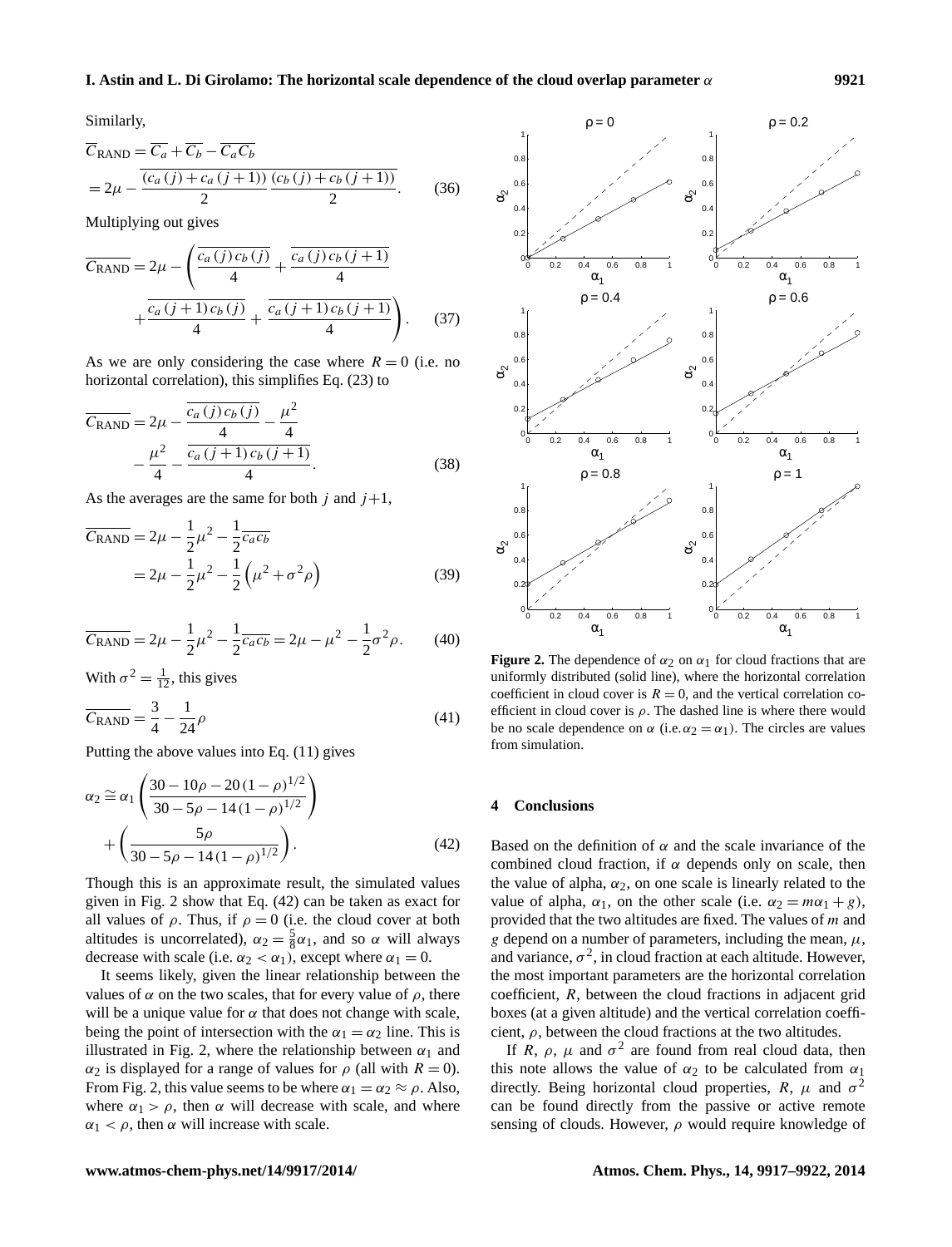Similarly,

$$\overline{C_{\text{RAND}}} = \overline{C_a} + \overline{C_b} - \overline{C_a C_b}$$
$$= 2\mu - \overline{\frac{(c_a(j) + c_a(j+1))}{2} \frac{(c_b(j) + c_b(j+1))}{2}}. \tag{36}$$

Multiplying out gives

$$\overline{C_{\text{RAND}}} = 2\mu - \left( \overline{\frac{c_a(j)\, c_b(j)}{4}} + \overline{\frac{c_a(j)\, c_b(j+1)}{4}} + \overline{\frac{c_a(j+1)\, c_b(j)}{4}} + \overline{\frac{c_a(j+1)\, c_b(j+1)}{4}} \right). \tag{37}$$

As we are only considering the case where $R = 0$ (i.e. no horizontal correlation), this simplifies Eq. (23) to

$$\overline{C_{\text{RAND}}} = 2\mu - \overline{\frac{c_a(j)\, c_b(j)}{4}} - \frac{\mu^2}{4} - \frac{\mu^2}{4} - \overline{\frac{c_a(j+1)\, c_b(j+1)}{4}}. \tag{38}$$

As the averages are the same for both $j$ and $j+1$,

$$\overline{C_{\text{RAND}}} = 2\mu - \frac{1}{2}\mu^2 - \frac{1}{2}\overline{c_a c_b}$$
$$= 2\mu - \frac{1}{2}\mu^2 - \frac{1}{2}\left(\mu^2 + \sigma^2 \rho\right) \tag{39}$$

$$\overline{C_{\text{RAND}}} = 2\mu - \frac{1}{2}\mu^2 - \frac{1}{2}\overline{c_a c_b} = 2\mu - \mu^2 - \frac{1}{2}\sigma^2 \rho. \tag{40}$$

With $\sigma^2 = \frac{1}{12}$, this gives

$$\overline{C_{\text{RAND}}} = \frac{3}{4} - \frac{1}{24}\rho \tag{41}$$

Putting the above values into Eq. (11) gives

$$\alpha_2 \cong \alpha_1 \left( \frac{30 - 10\rho - 20(1-\rho)^{1/2}}{30 - 5\rho - 14(1-\rho)^{1/2}} \right) + \left( \frac{5\rho}{30 - 5\rho - 14(1-\rho)^{1/2}} \right). \tag{42}$$

Though this is an approximate result, the simulated values given in Fig. 2 show that Eq. (42) can be taken as exact for all values of $\rho$. Thus, if $\rho = 0$ (i.e. the cloud cover at both altitudes is uncorrelated), $\alpha_2 = \frac{5}{8}\alpha_1$, and so $\alpha$ will always decrease with scale (i.e. $\alpha_2 < \alpha_1$), except where $\alpha_1 = 0$.

It seems likely, given the linear relationship between the values of $\alpha$ on the two scales, that for every value of $\rho$, there will be a unique value for $\alpha$ that does not change with scale, being the point of intersection with the $\alpha_1 = \alpha_2$ line. This is illustrated in Fig. 2, where the relationship between $\alpha_1$ and $\alpha_2$ is displayed for a range of values for $\rho$ (all with $R = 0$). From Fig. 2, this value seems to be where $\alpha_1 = \alpha_2 \approx \rho$. Also, where $\alpha_1 > \rho$, then $\alpha$ will decrease with scale, and where $\alpha_1 < \rho$, then $\alpha$ will increase with scale.

**Figure 2.** The dependence of $\alpha_2$ on $\alpha_1$ for cloud fractions that are uniformly distributed (solid line), where the horizontal correlation coefficient in cloud cover is $R = 0$, and the vertical correlation coefficient in cloud cover is $\rho$. The dashed line is where there would be no scale dependence on $\alpha$ (i.e. $\alpha_2 = \alpha_1$). The circles are values from simulation.

## 4 Conclusions

Based on the definition of $\alpha$ and the scale invariance of the combined cloud fraction, if $\alpha$ depends only on scale, then the value of alpha, $\alpha_2$, on one scale is linearly related to the value of alpha, $\alpha_1$, on the other scale (i.e. $\alpha_2 = m\alpha_1 + g$), provided that the two altitudes are fixed. The values of $m$ and $g$ depend on a number of parameters, including the mean, $\mu$, and variance, $\sigma^2$, in cloud fraction at each altitude. However, the most important parameters are the horizontal correlation coefficient, $R$, between the cloud fractions in adjacent grid boxes (at a given altitude) and the vertical correlation coefficient, $\rho$, between the cloud fractions at the two altitudes.

If $R$, $\rho$, $\mu$ and $\sigma^2$ are found from real cloud data, then this note allows the value of $\alpha_2$ to be calculated from $\alpha_1$ directly. Being horizontal cloud properties, $R$, $\mu$ and $\sigma^2$ can be found directly from the passive or active remote sensing of clouds. However, $\rho$ would require knowledge of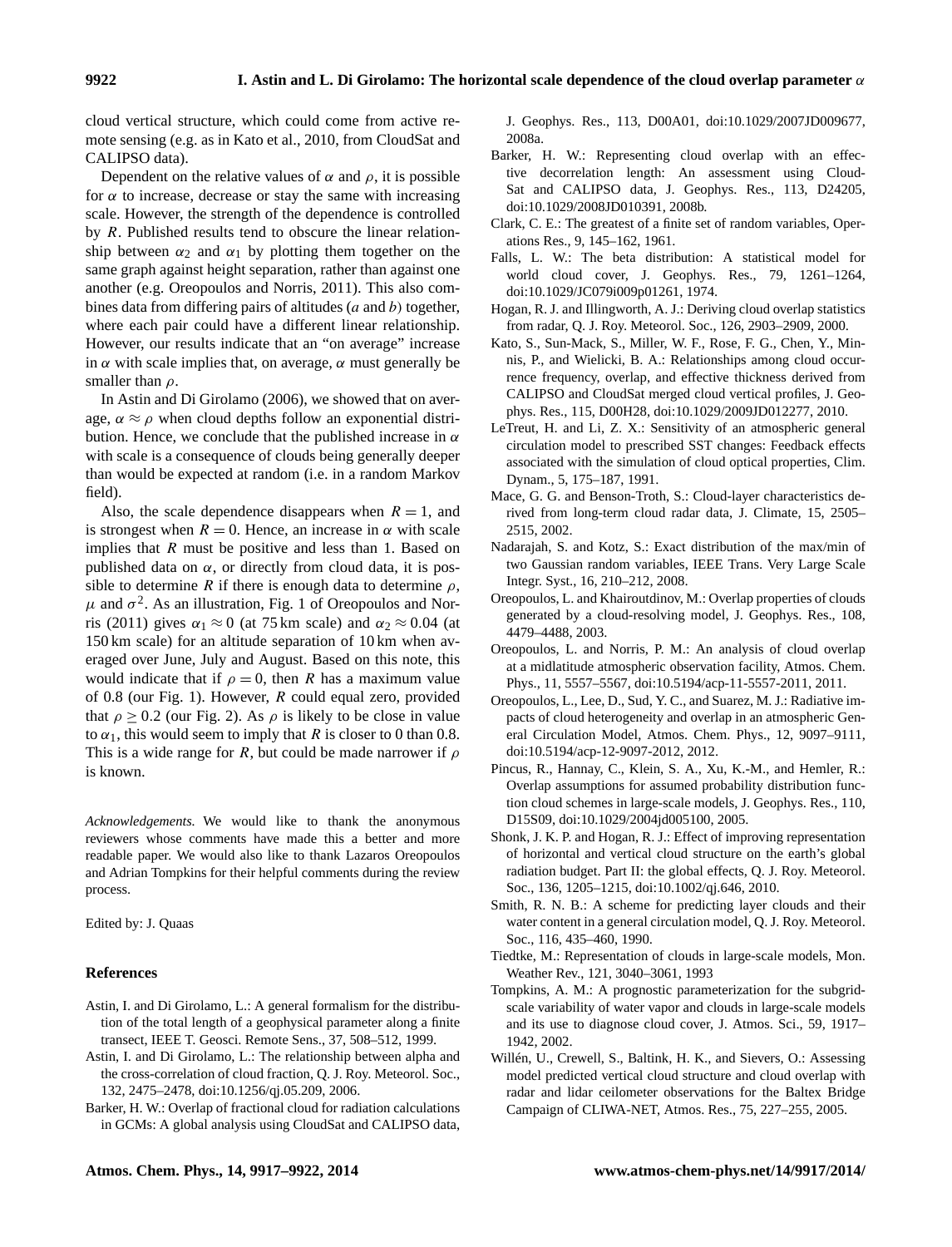cloud vertical structure, which could come from active remote sensing (e.g. as in Kato et al., 2010, from CloudSat and CALIPSO data).

Dependent on the relative values of $\alpha$ and $\rho$, it is possible for $\alpha$ to increase, decrease or stay the same with increasing scale. However, the strength of the dependence is controlled by $R$. Published results tend to obscure the linear relationship between $\alpha_2$ and $\alpha_1$ by plotting them together on the same graph against height separation, rather than against one another (e.g. Oreopoulos and Norris, 2011). This also combines data from differing pairs of altitudes ($a$ and $b$) together, where each pair could have a different linear relationship. However, our results indicate that an "on average" increase in $\alpha$ with scale implies that, on average, $\alpha$ must generally be smaller than $\rho$.

In Astin and Di Girolamo (2006), we showed that on average, $\alpha \approx \rho$ when cloud depths follow an exponential distribution. Hence, we conclude that the published increase in $\alpha$ with scale is a consequence of clouds being generally deeper than would be expected at random (i.e. in a random Markov field).

Also, the scale dependence disappears when $R = 1$, and is strongest when $R = 0$. Hence, an increase in $\alpha$ with scale implies that $R$ must be positive and less than 1. Based on published data on $\alpha$, or directly from cloud data, it is possible to determine $R$ if there is enough data to determine $\rho$, $\mu$ and $\sigma^2$. As an illustration, Fig. 1 of Oreopoulos and Norris (2011) gives $\alpha_1 \approx 0$ (at 75 km scale) and $\alpha_2 \approx 0.04$ (at 150 km scale) for an altitude separation of 10 km when averaged over June, July and August. Based on this note, this would indicate that if $\rho = 0$, then $R$ has a maximum value of 0.8 (our Fig. 1). However, $R$ could equal zero, provided that $\rho \geq 0.2$ (our Fig. 2). As $\rho$ is likely to be close in value to $\alpha_1$, this would seem to imply that $R$ is closer to 0 than 0.8. This is a wide range for $R$, but could be made narrower if $\rho$ is known.

*Acknowledgements.* We would like to thank the anonymous reviewers whose comments have made this a better and more readable paper. We would also like to thank Lazaros Oreopoulos and Adrian Tompkins for their helpful comments during the review process.

Edited by: J. Quaas

## References

Astin, I. and Di Girolamo, L.: A general formalism for the distribution of the total length of a geophysical parameter along a finite transect, IEEE T. Geosci. Remote Sens., 37, 508–512, 1999.

Astin, I. and Di Girolamo, L.: The relationship between alpha and the cross-correlation of cloud fraction, Q. J. Roy. Meteorol. Soc., 132, 2475–2478, doi:10.1256/qj.05.209, 2006.

Barker, H. W.: Overlap of fractional cloud for radiation calculations in GCMs: A global analysis using CloudSat and CALIPSO data, J. Geophys. Res., 113, D00A01, doi:10.1029/2007JD009677, 2008a.

Barker, H. W.: Representing cloud overlap with an effective decorrelation length: An assessment using CloudSat and CALIPSO data, J. Geophys. Res., 113, D24205, doi:10.1029/2008JD010391, 2008b.

Clark, C. E.: The greatest of a finite set of random variables, Operations Res., 9, 145–162, 1961.

Falls, L. W.: The beta distribution: A statistical model for world cloud cover, J. Geophys. Res., 79, 1261–1264, doi:10.1029/JC079i009p01261, 1974.

Hogan, R. J. and Illingworth, A. J.: Deriving cloud overlap statistics from radar, Q. J. Roy. Meteorol. Soc., 126, 2903–2909, 2000.

Kato, S., Sun-Mack, S., Miller, W. F., Rose, F. G., Chen, Y., Minnis, P., and Wielicki, B. A.: Relationships among cloud occurrence frequency, overlap, and effective thickness derived from CALIPSO and CloudSat merged cloud vertical profiles, J. Geophys. Res., 115, D00H28, doi:10.1029/2009JD012277, 2010.

LeTreut, H. and Li, Z. X.: Sensitivity of an atmospheric general circulation model to prescribed SST changes: Feedback effects associated with the simulation of cloud optical properties, Clim. Dynam., 5, 175–187, 1991.

Mace, G. G. and Benson-Troth, S.: Cloud-layer characteristics derived from long-term cloud radar data, J. Climate, 15, 2505–2515, 2002.

Nadarajah, S. and Kotz, S.: Exact distribution of the max/min of two Gaussian random variables, IEEE Trans. Very Large Scale Integr. Syst., 16, 210–212, 2008.

Oreopoulos, L. and Khairoutdinov, M.: Overlap properties of clouds generated by a cloud-resolving model, J. Geophys. Res., 108, 4479–4488, 2003.

Oreopoulos, L. and Norris, P. M.: An analysis of cloud overlap at a midlatitude atmospheric observation facility, Atmos. Chem. Phys., 11, 5557–5567, doi:10.5194/acp-11-5557-2011, 2011.

Oreopoulos, L., Lee, D., Sud, Y. C., and Suarez, M. J.: Radiative impacts of cloud heterogeneity and overlap in an atmospheric General Circulation Model, Atmos. Chem. Phys., 12, 9097–9111, doi:10.5194/acp-12-9097-2012, 2012.

Pincus, R., Hannay, C., Klein, S. A., Xu, K.-M., and Hemler, R.: Overlap assumptions for assumed probability distribution function cloud schemes in large-scale models, J. Geophys. Res., 110, D15S09, doi:10.1029/2004jd005100, 2005.

Shonk, J. K. P. and Hogan, R. J.: Effect of improving representation of horizontal and vertical cloud structure on the earth's global radiation budget. Part II: the global effects, Q. J. Roy. Meteorol. Soc., 136, 1205–1215, doi:10.1002/qj.646, 2010.

Smith, R. N. B.: A scheme for predicting layer clouds and their water content in a general circulation model, Q. J. Roy. Meteorol. Soc., 116, 435–460, 1990.

Tiedtke, M.: Representation of clouds in large-scale models, Mon. Weather Rev., 121, 3040–3061, 1993

Tompkins, A. M.: A prognostic parameterization for the subgrid-scale variability of water vapor and clouds in large-scale models and its use to diagnose cloud cover, J. Atmos. Sci., 59, 1917–1942, 2002.

Willén, U., Crewell, S., Baltink, H. K., and Sievers, O.: Assessing model predicted vertical cloud structure and cloud overlap with radar and lidar ceilometer observations for the Baltex Bridge Campaign of CLIWA-NET, Atmos. Res., 75, 227–255, 2005.